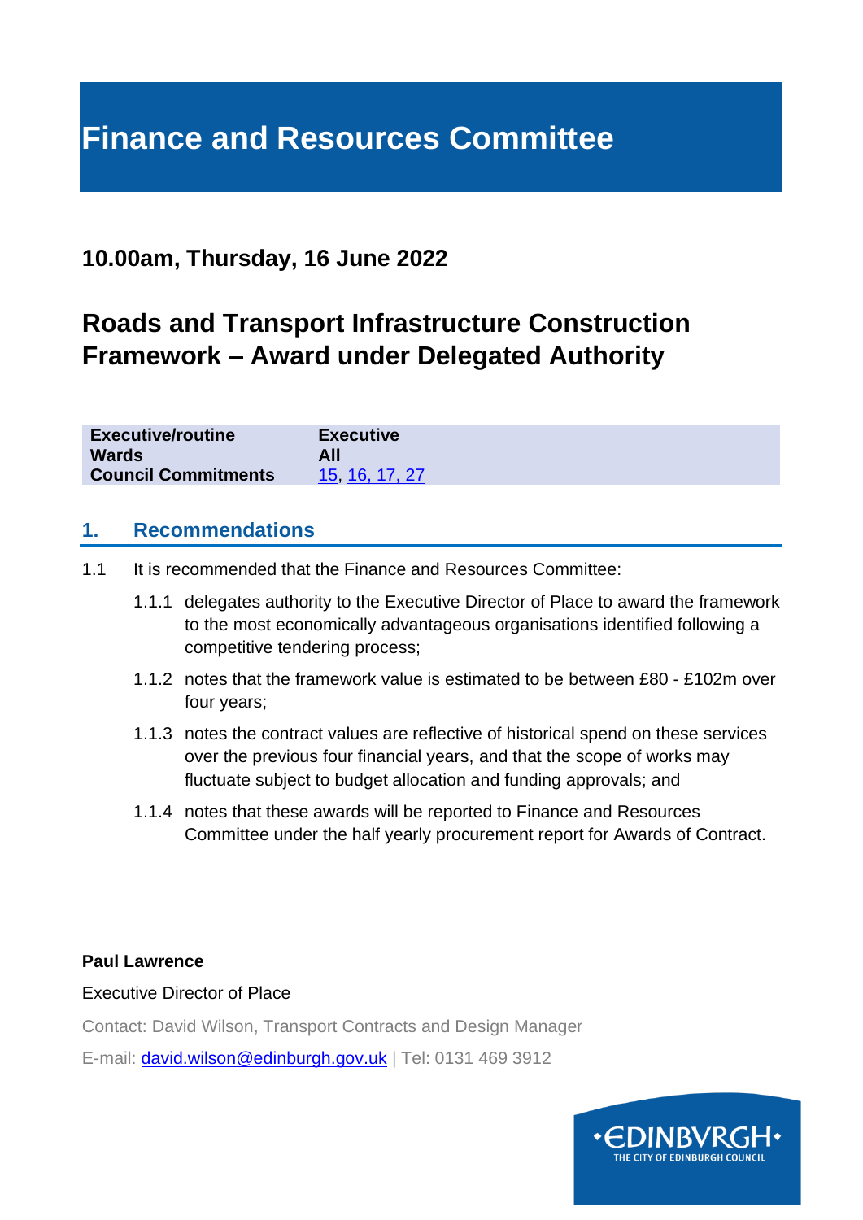# Finance and Resources Committee

## 10.00am, Thursday, 16 June 2022

## Roads and Transport Infrastructure Construction Framework – Award under Delegated Authority

| | |
|---|---|
| **Executive/routine** | **Executive** |
| **Wards** | **All** |
| **Council Commitments** | 15, 16, 17, 27 |

## 1. Recommendations

1.1 It is recommended that the Finance and Resources Committee:

1.1.1 delegates authority to the Executive Director of Place to award the framework to the most economically advantageous organisations identified following a competitive tendering process;

1.1.2 notes that the framework value is estimated to be between £80 - £102m over four years;

1.1.3 notes the contract values are reflective of historical spend on these services over the previous four financial years, and that the scope of works may fluctuate subject to budget allocation and funding approvals; and

1.1.4 notes that these awards will be reported to Finance and Resources Committee under the half yearly procurement report for Awards of Contract.

**Paul Lawrence**

Executive Director of Place

Contact: David Wilson, Transport Contracts and Design Manager

E-mail: david.wilson@edinburgh.gov.uk | Tel: 0131 469 3912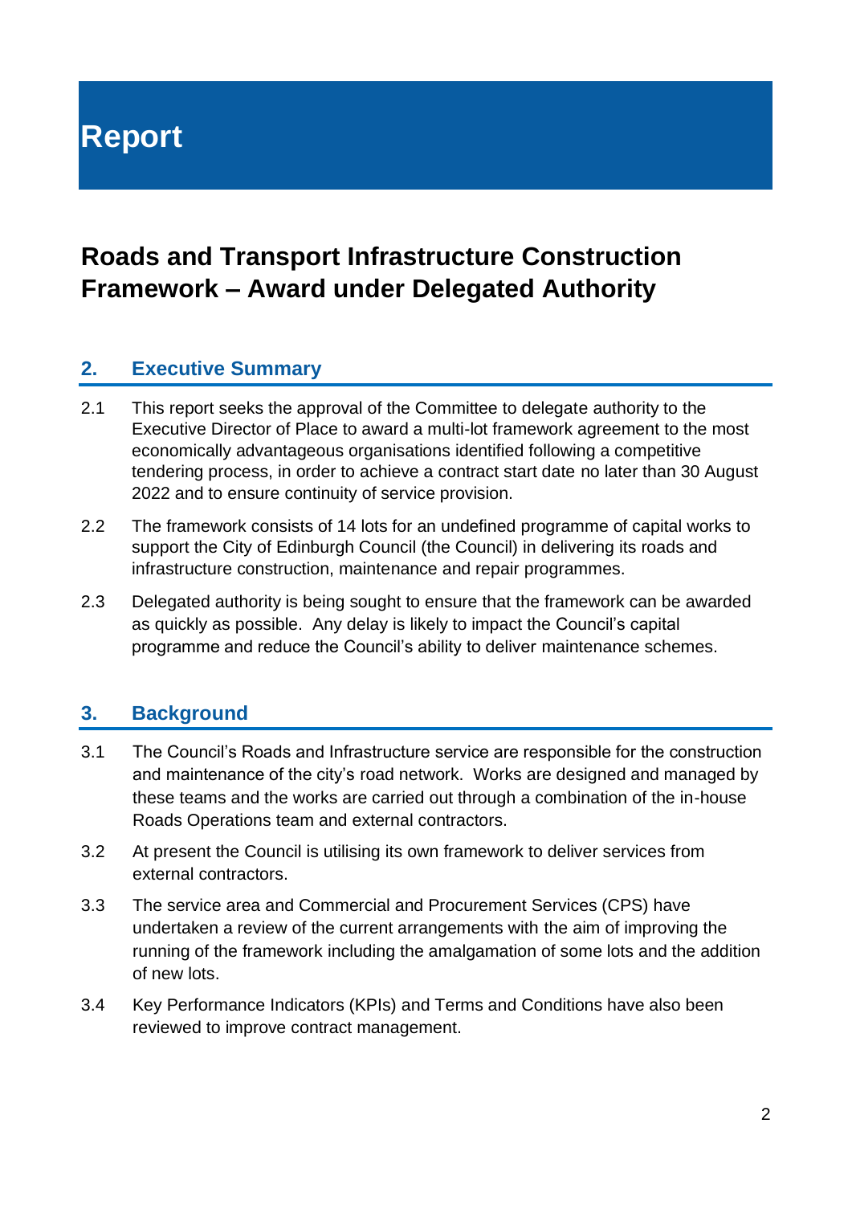# Report

## Roads and Transport Infrastructure Construction Framework – Award under Delegated Authority

### 2. Executive Summary

2.1 This report seeks the approval of the Committee to delegate authority to the Executive Director of Place to award a multi-lot framework agreement to the most economically advantageous organisations identified following a competitive tendering process, in order to achieve a contract start date no later than 30 August 2022 and to ensure continuity of service provision.

2.2 The framework consists of 14 lots for an undefined programme of capital works to support the City of Edinburgh Council (the Council) in delivering its roads and infrastructure construction, maintenance and repair programmes.

2.3 Delegated authority is being sought to ensure that the framework can be awarded as quickly as possible. Any delay is likely to impact the Council's capital programme and reduce the Council's ability to deliver maintenance schemes.

### 3. Background

3.1 The Council's Roads and Infrastructure service are responsible for the construction and maintenance of the city's road network. Works are designed and managed by these teams and the works are carried out through a combination of the in-house Roads Operations team and external contractors.

3.2 At present the Council is utilising its own framework to deliver services from external contractors.

3.3 The service area and Commercial and Procurement Services (CPS) have undertaken a review of the current arrangements with the aim of improving the running of the framework including the amalgamation of some lots and the addition of new lots.

3.4 Key Performance Indicators (KPIs) and Terms and Conditions have also been reviewed to improve contract management.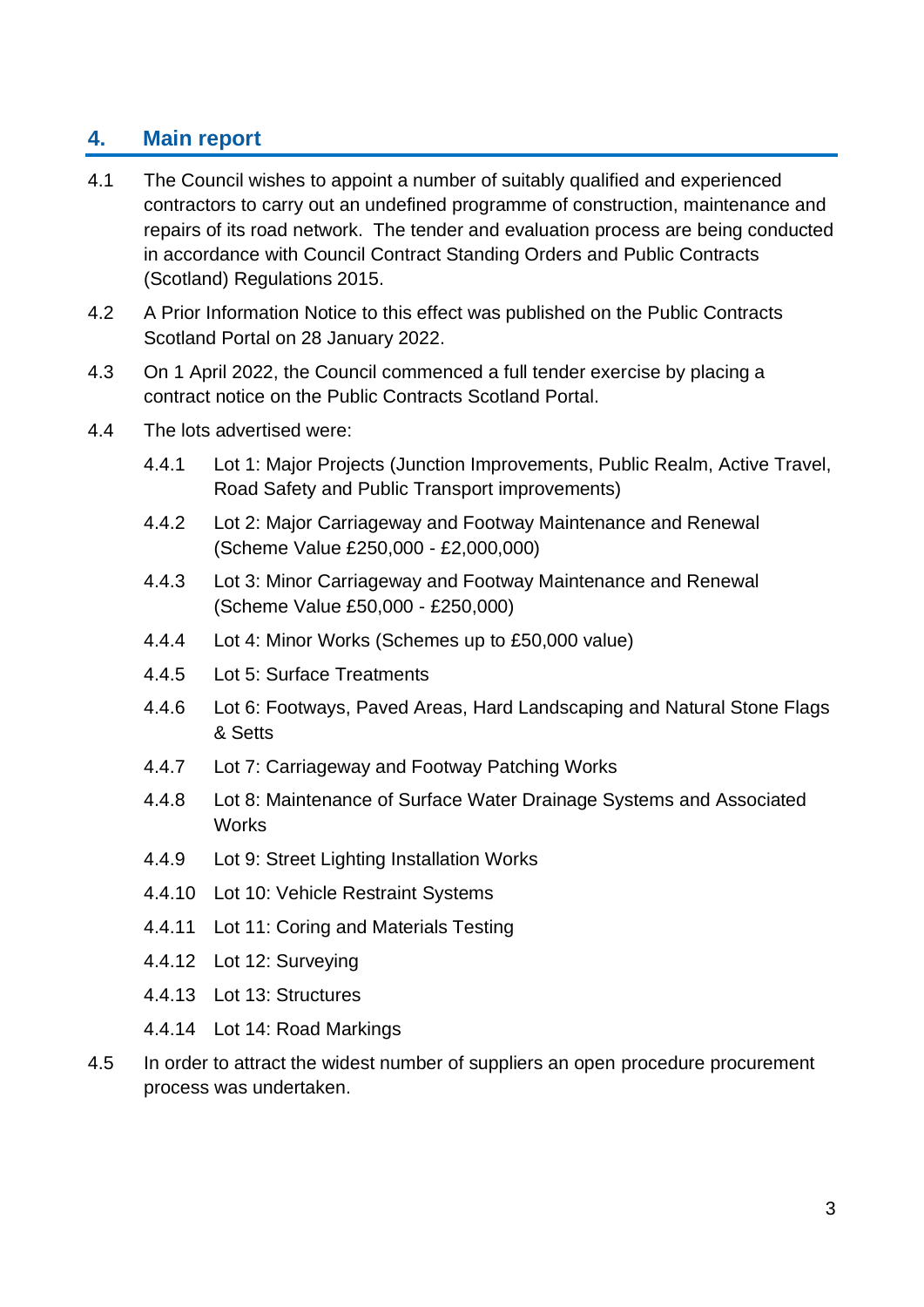## 4. Main report

4.1 The Council wishes to appoint a number of suitably qualified and experienced contractors to carry out an undefined programme of construction, maintenance and repairs of its road network. The tender and evaluation process are being conducted in accordance with Council Contract Standing Orders and Public Contracts (Scotland) Regulations 2015.

4.2 A Prior Information Notice to this effect was published on the Public Contracts Scotland Portal on 28 January 2022.

4.3 On 1 April 2022, the Council commenced a full tender exercise by placing a contract notice on the Public Contracts Scotland Portal.

4.4 The lots advertised were:

- 4.4.1 Lot 1: Major Projects (Junction Improvements, Public Realm, Active Travel, Road Safety and Public Transport improvements)
- 4.4.2 Lot 2: Major Carriageway and Footway Maintenance and Renewal (Scheme Value £250,000 - £2,000,000)
- 4.4.3 Lot 3: Minor Carriageway and Footway Maintenance and Renewal (Scheme Value £50,000 - £250,000)
- 4.4.4 Lot 4: Minor Works (Schemes up to £50,000 value)
- 4.4.5 Lot 5: Surface Treatments
- 4.4.6 Lot 6: Footways, Paved Areas, Hard Landscaping and Natural Stone Flags & Setts
- 4.4.7 Lot 7: Carriageway and Footway Patching Works
- 4.4.8 Lot 8: Maintenance of Surface Water Drainage Systems and Associated Works
- 4.4.9 Lot 9: Street Lighting Installation Works
- 4.4.10 Lot 10: Vehicle Restraint Systems
- 4.4.11 Lot 11: Coring and Materials Testing
- 4.4.12 Lot 12: Surveying
- 4.4.13 Lot 13: Structures
- 4.4.14 Lot 14: Road Markings

4.5 In order to attract the widest number of suppliers an open procedure procurement process was undertaken.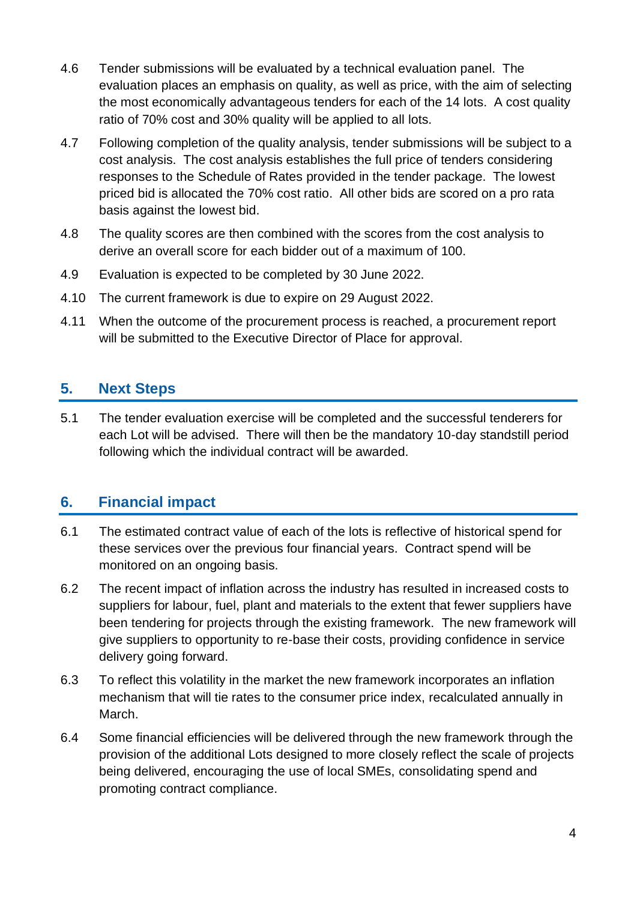4.6 Tender submissions will be evaluated by a technical evaluation panel. The evaluation places an emphasis on quality, as well as price, with the aim of selecting the most economically advantageous tenders for each of the 14 lots. A cost quality ratio of 70% cost and 30% quality will be applied to all lots.

4.7 Following completion of the quality analysis, tender submissions will be subject to a cost analysis. The cost analysis establishes the full price of tenders considering responses to the Schedule of Rates provided in the tender package. The lowest priced bid is allocated the 70% cost ratio. All other bids are scored on a pro rata basis against the lowest bid.

4.8 The quality scores are then combined with the scores from the cost analysis to derive an overall score for each bidder out of a maximum of 100.

4.9 Evaluation is expected to be completed by 30 June 2022.

4.10 The current framework is due to expire on 29 August 2022.

4.11 When the outcome of the procurement process is reached, a procurement report will be submitted to the Executive Director of Place for approval.

## 5. Next Steps

5.1 The tender evaluation exercise will be completed and the successful tenderers for each Lot will be advised. There will then be the mandatory 10-day standstill period following which the individual contract will be awarded.

## 6. Financial impact

6.1 The estimated contract value of each of the lots is reflective of historical spend for these services over the previous four financial years. Contract spend will be monitored on an ongoing basis.

6.2 The recent impact of inflation across the industry has resulted in increased costs to suppliers for labour, fuel, plant and materials to the extent that fewer suppliers have been tendering for projects through the existing framework. The new framework will give suppliers to opportunity to re-base their costs, providing confidence in service delivery going forward.

6.3 To reflect this volatility in the market the new framework incorporates an inflation mechanism that will tie rates to the consumer price index, recalculated annually in March.

6.4 Some financial efficiencies will be delivered through the new framework through the provision of the additional Lots designed to more closely reflect the scale of projects being delivered, encouraging the use of local SMEs, consolidating spend and promoting contract compliance.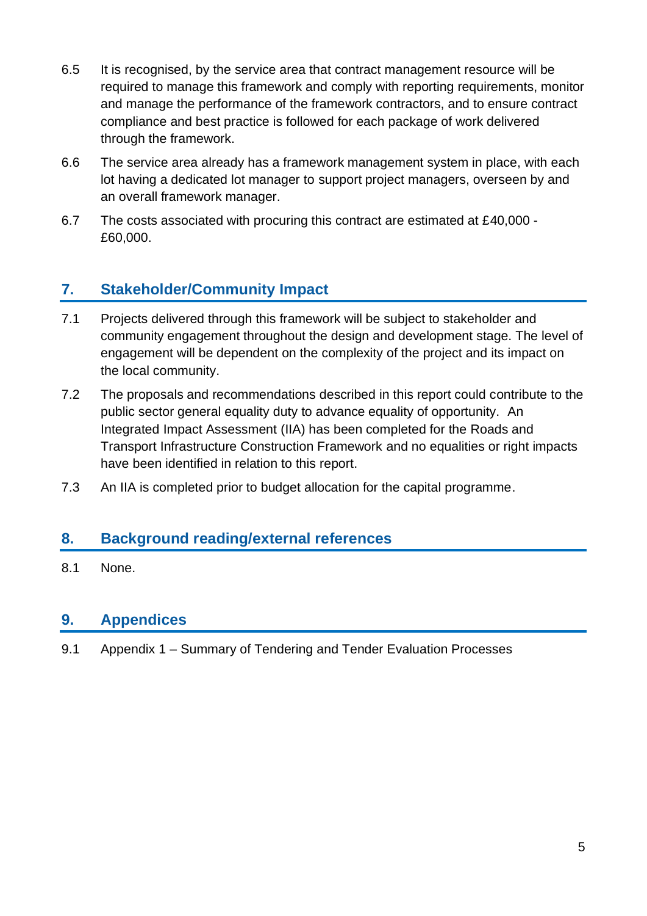6.5 It is recognised, by the service area that contract management resource will be required to manage this framework and comply with reporting requirements, monitor and manage the performance of the framework contractors, and to ensure contract compliance and best practice is followed for each package of work delivered through the framework.

6.6 The service area already has a framework management system in place, with each lot having a dedicated lot manager to support project managers, overseen by and an overall framework manager.

6.7 The costs associated with procuring this contract are estimated at £40,000 - £60,000.

## 7. Stakeholder/Community Impact

7.1 Projects delivered through this framework will be subject to stakeholder and community engagement throughout the design and development stage. The level of engagement will be dependent on the complexity of the project and its impact on the local community.

7.2 The proposals and recommendations described in this report could contribute to the public sector general equality duty to advance equality of opportunity. An Integrated Impact Assessment (IIA) has been completed for the Roads and Transport Infrastructure Construction Framework and no equalities or right impacts have been identified in relation to this report.

7.3 An IIA is completed prior to budget allocation for the capital programme.

## 8. Background reading/external references

8.1 None.

## 9. Appendices

9.1 Appendix 1 – Summary of Tendering and Tender Evaluation Processes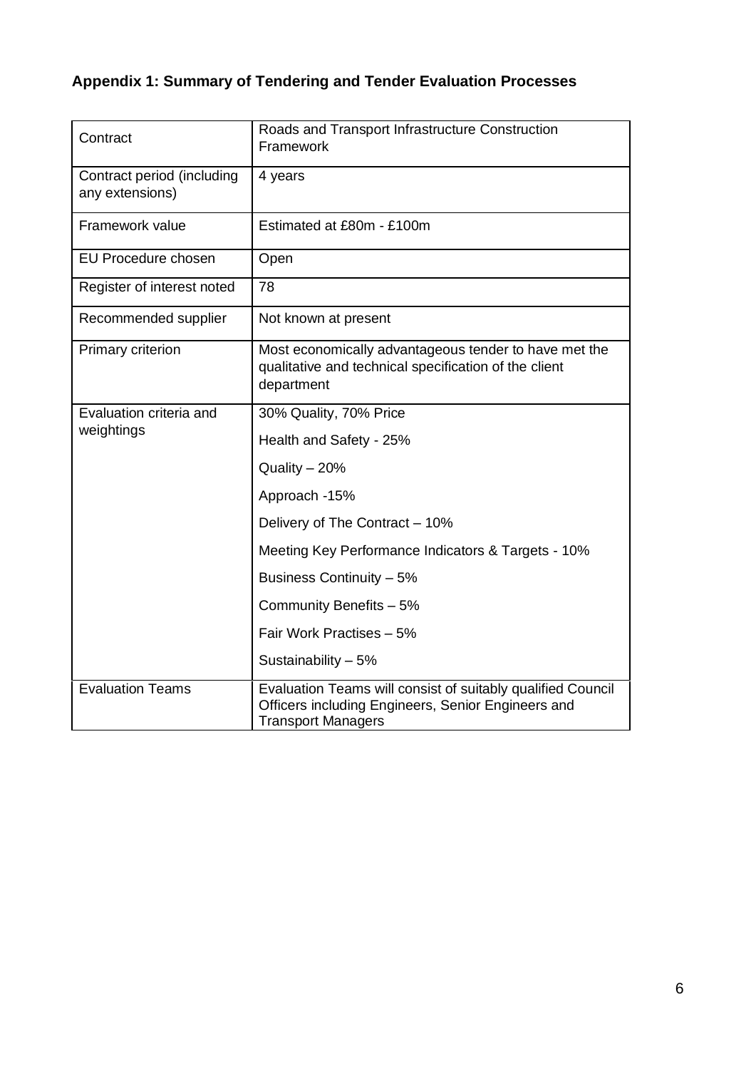**Appendix 1: Summary of Tendering and Tender Evaluation Processes**

| | |
|---|---|
| Contract | Roads and Transport Infrastructure Construction Framework |
| Contract period (including any extensions) | 4 years |
| Framework value | Estimated at £80m - £100m |
| EU Procedure chosen | Open |
| Register of interest noted | 78 |
| Recommended supplier | Not known at present |
| Primary criterion | Most economically advantageous tender to have met the qualitative and technical specification of the client department |
| Evaluation criteria and weightings | 30% Quality, 70% Price<br>Health and Safety - 25%<br>Quality – 20%<br>Approach -15%<br>Delivery of The Contract – 10%<br>Meeting Key Performance Indicators & Targets - 10%<br>Business Continuity – 5%<br>Community Benefits – 5%<br>Fair Work Practises – 5%<br>Sustainability – 5% |
| Evaluation Teams | Evaluation Teams will consist of suitably qualified Council Officers including Engineers, Senior Engineers and Transport Managers |